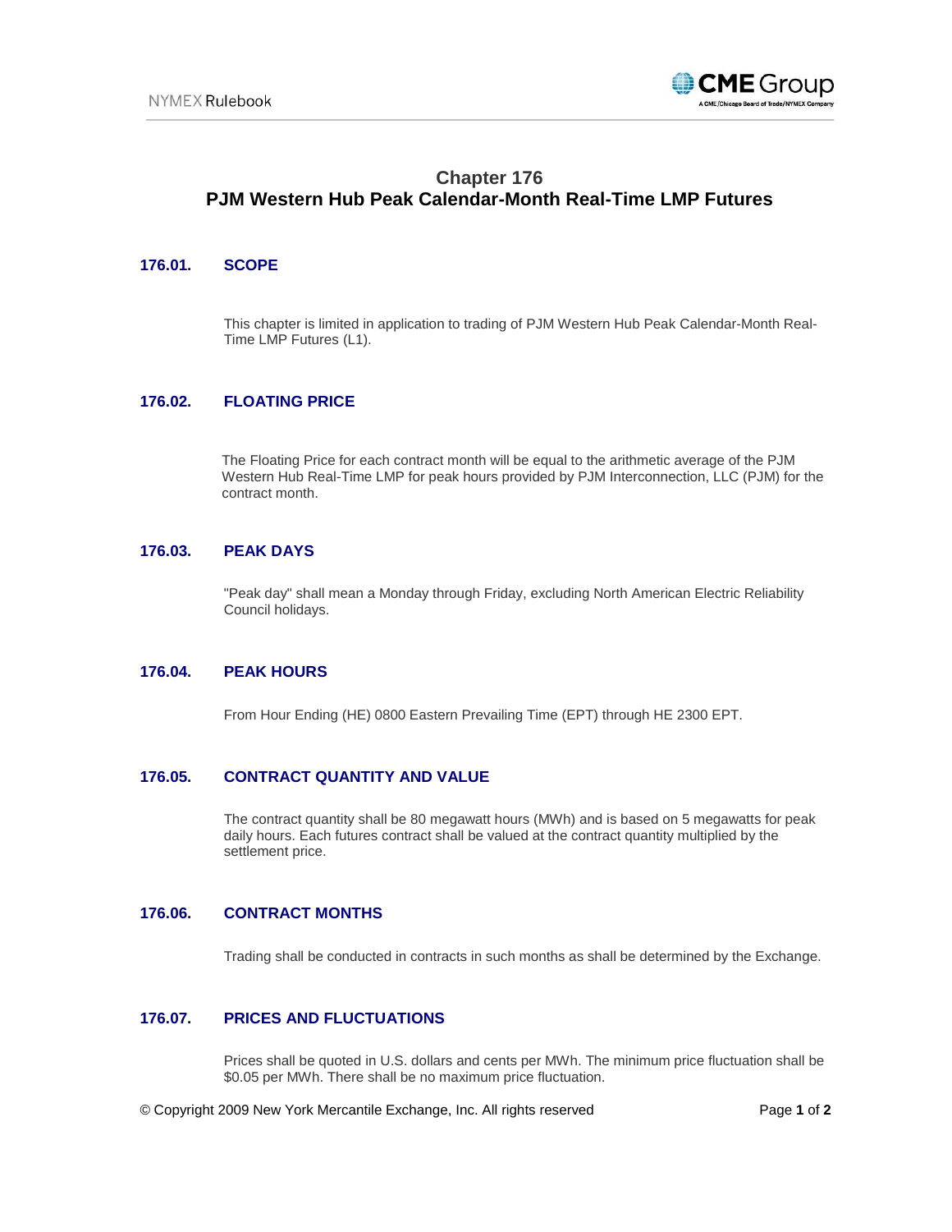# Chapter 176
# PJM Western Hub Peak Calendar-Month Real-Time LMP Futures

## 176.01. SCOPE

This chapter is limited in application to trading of PJM Western Hub Peak Calendar-Month Real-Time LMP Futures (L1).

## 176.02. FLOATING PRICE

The Floating Price for each contract month will be equal to the arithmetic average of the PJM Western Hub Real-Time LMP for peak hours provided by PJM Interconnection, LLC (PJM) for the contract month.

## 176.03. PEAK DAYS

"Peak day" shall mean a Monday through Friday, excluding North American Electric Reliability Council holidays.

## 176.04. PEAK HOURS

From Hour Ending (HE) 0800 Eastern Prevailing Time (EPT) through HE 2300 EPT.

## 176.05. CONTRACT QUANTITY AND VALUE

The contract quantity shall be 80 megawatt hours (MWh) and is based on 5 megawatts for peak daily hours. Each futures contract shall be valued at the contract quantity multiplied by the settlement price.

## 176.06. CONTRACT MONTHS

Trading shall be conducted in contracts in such months as shall be determined by the Exchange.

## 176.07. PRICES AND FLUCTUATIONS

Prices shall be quoted in U.S. dollars and cents per MWh. The minimum price fluctuation shall be $0.05 per MWh. There shall be no maximum price fluctuation.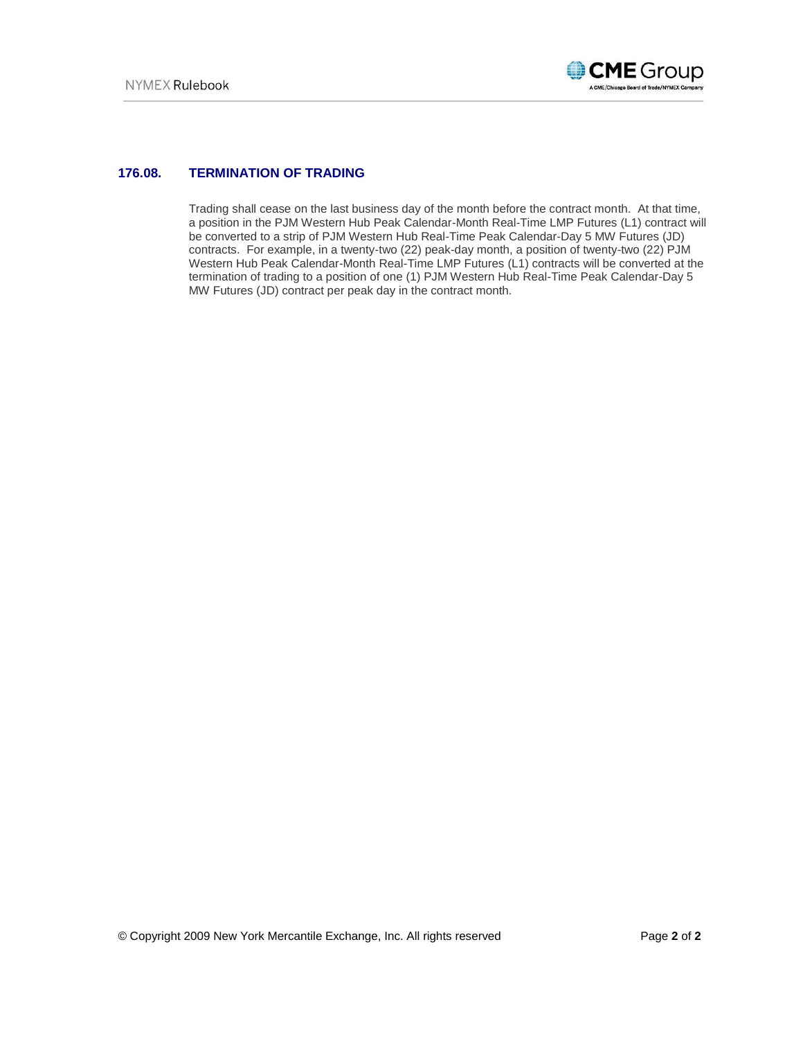## 176.08. TERMINATION OF TRADING

Trading shall cease on the last business day of the month before the contract month. At that time, a position in the PJM Western Hub Peak Calendar-Month Real-Time LMP Futures (L1) contract will be converted to a strip of PJM Western Hub Real-Time Peak Calendar-Day 5 MW Futures (JD) contracts. For example, in a twenty-two (22) peak-day month, a position of twenty-two (22) PJM Western Hub Peak Calendar-Month Real-Time LMP Futures (L1) contracts will be converted at the termination of trading to a position of one (1) PJM Western Hub Real-Time Peak Calendar-Day 5 MW Futures (JD) contract per peak day in the contract month.